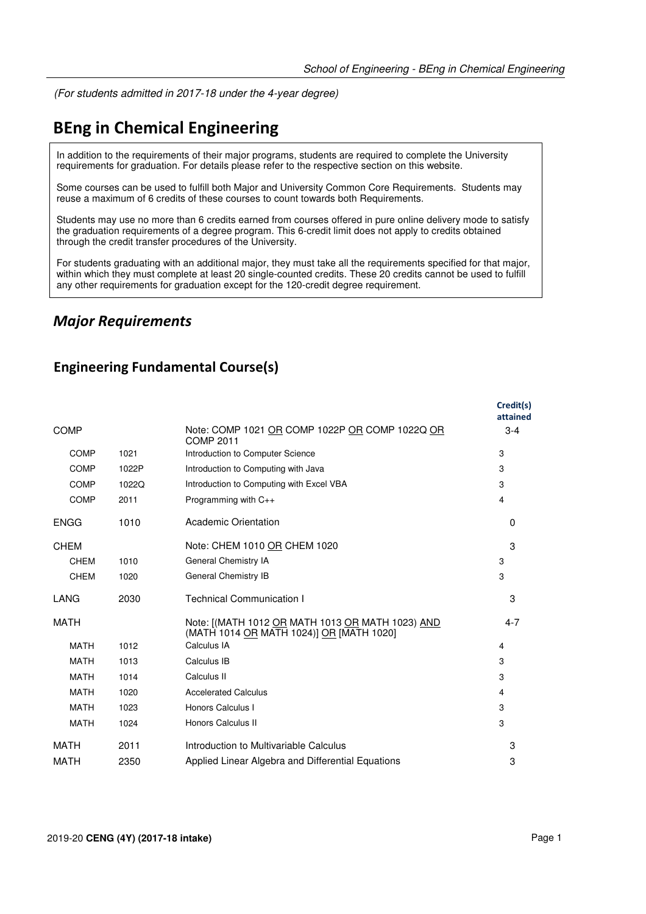(For students admitted in 2017-18 under the 4-year degree)

# BEng in Chemical Engineering

In addition to the requirements of their major programs, students are required to complete the University requirements for graduation. For details please refer to the respective section on this website.

Some courses can be used to fulfill both Major and University Common Core Requirements. Students may reuse a maximum of 6 credits of these courses to count towards both Requirements.

Students may use no more than 6 credits earned from courses offered in pure online delivery mode to satisfy the graduation requirements of a degree program. This 6-credit limit does not apply to credits obtained through the credit transfer procedures of the University.

For students graduating with an additional major, they must take all the requirements specified for that major, within which they must complete at least 20 single-counted credits. These 20 credits cannot be used to fulfill any other requirements for graduation except for the 120-credit degree requirement.

## *Major Requirements*

### Engineering Fundamental Course(s)

| | | | Credit(s) attained |
|---|---|---|---|
| COMP | | Note: COMP 1021 OR COMP 1022P OR COMP 1022Q OR COMP 2011 | 3-4 |
| COMP | 1021 | Introduction to Computer Science | 3 |
| COMP | 1022P | Introduction to Computing with Java | 3 |
| COMP | 1022Q | Introduction to Computing with Excel VBA | 3 |
| COMP | 2011 | Programming with C++ | 4 |
| ENGG | 1010 | Academic Orientation | 0 |
| CHEM | | Note: CHEM 1010 OR CHEM 1020 | 3 |
| CHEM | 1010 | General Chemistry IA | 3 |
| CHEM | 1020 | General Chemistry IB | 3 |
| LANG | 2030 | Technical Communication I | 3 |
| MATH | | Note: [(MATH 1012 OR MATH 1013 OR MATH 1023) AND (MATH 1014 OR MATH 1024)] OR [MATH 1020] | 4-7 |
| MATH | 1012 | Calculus IA | 4 |
| MATH | 1013 | Calculus IB | 3 |
| MATH | 1014 | Calculus II | 3 |
| MATH | 1020 | Accelerated Calculus | 4 |
| MATH | 1023 | Honors Calculus I | 3 |
| MATH | 1024 | Honors Calculus II | 3 |
| MATH | 2011 | Introduction to Multivariable Calculus | 3 |
| MATH | 2350 | Applied Linear Algebra and Differential Equations | 3 |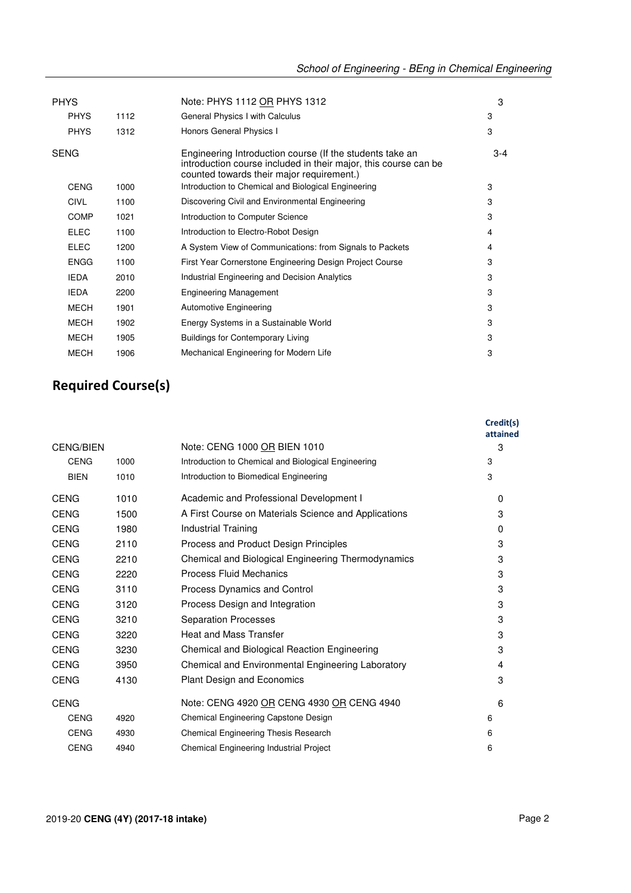| | | | |
|---|---|---|---|
| PHYS | | Note: PHYS 1112 OR PHYS 1312 | 3 |
| PHYS | 1112 | General Physics I with Calculus | 3 |
| PHYS | 1312 | Honors General Physics I | 3 |
| SENG | | Engineering Introduction course (If the students take an introduction course included in their major, this course can be counted towards their major requirement.) | 3-4 |
| CENG | 1000 | Introduction to Chemical and Biological Engineering | 3 |
| CIVL | 1100 | Discovering Civil and Environmental Engineering | 3 |
| COMP | 1021 | Introduction to Computer Science | 3 |
| ELEC | 1100 | Introduction to Electro-Robot Design | 4 |
| ELEC | 1200 | A System View of Communications: from Signals to Packets | 4 |
| ENGG | 1100 | First Year Cornerstone Engineering Design Project Course | 3 |
| IEDA | 2010 | Industrial Engineering and Decision Analytics | 3 |
| IEDA | 2200 | Engineering Management | 3 |
| MECH | 1901 | Automotive Engineering | 3 |
| MECH | 1902 | Energy Systems in a Sustainable World | 3 |
| MECH | 1905 | Buildings for Contemporary Living | 3 |
| MECH | 1906 | Mechanical Engineering for Modern Life | 3 |

## Required Course(s)

| | | | Credit(s) attained |
|---|---|---|---|
| CENG/BIEN | | Note: CENG 1000 OR BIEN 1010 | 3 |
| CENG | 1000 | Introduction to Chemical and Biological Engineering | 3 |
| BIEN | 1010 | Introduction to Biomedical Engineering | 3 |
| CENG | 1010 | Academic and Professional Development I | 0 |
| CENG | 1500 | A First Course on Materials Science and Applications | 3 |
| CENG | 1980 | Industrial Training | 0 |
| CENG | 2110 | Process and Product Design Principles | 3 |
| CENG | 2210 | Chemical and Biological Engineering Thermodynamics | 3 |
| CENG | 2220 | Process Fluid Mechanics | 3 |
| CENG | 3110 | Process Dynamics and Control | 3 |
| CENG | 3120 | Process Design and Integration | 3 |
| CENG | 3210 | Separation Processes | 3 |
| CENG | 3220 | Heat and Mass Transfer | 3 |
| CENG | 3230 | Chemical and Biological Reaction Engineering | 3 |
| CENG | 3950 | Chemical and Environmental Engineering Laboratory | 4 |
| CENG | 4130 | Plant Design and Economics | 3 |
| CENG | | Note: CENG 4920 OR CENG 4930 OR CENG 4940 | 6 |
| CENG | 4920 | Chemical Engineering Capstone Design | 6 |
| CENG | 4930 | Chemical Engineering Thesis Research | 6 |
| CENG | 4940 | Chemical Engineering Industrial Project | 6 |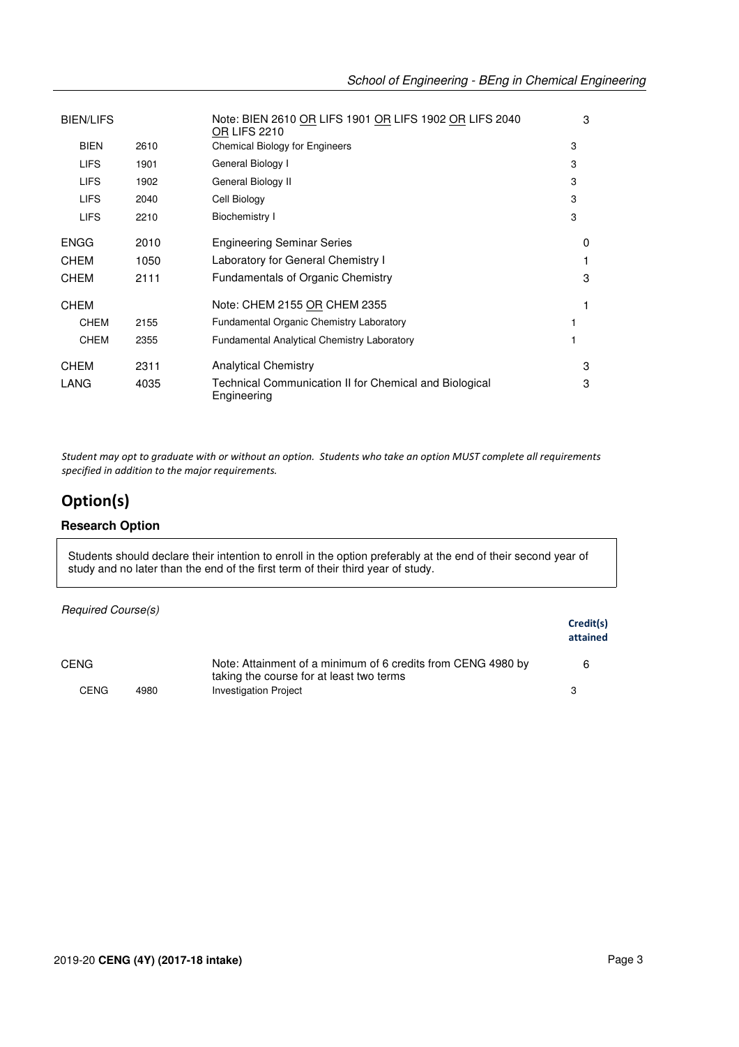| | | | |
|---|---|---|---|
| BIEN/LIFS | | Note: BIEN 2610 OR LIFS 1901 OR LIFS 1902 OR LIFS 2040 OR LIFS 2210 | 3 |
| BIEN | 2610 | Chemical Biology for Engineers | 3 |
| LIFS | 1901 | General Biology I | 3 |
| LIFS | 1902 | General Biology II | 3 |
| LIFS | 2040 | Cell Biology | 3 |
| LIFS | 2210 | Biochemistry I | 3 |
| ENGG | 2010 | Engineering Seminar Series | 0 |
| CHEM | 1050 | Laboratory for General Chemistry I | 1 |
| CHEM | 2111 | Fundamentals of Organic Chemistry | 3 |
| CHEM | | Note: CHEM 2155 OR CHEM 2355 | 1 |
| CHEM | 2155 | Fundamental Organic Chemistry Laboratory | 1 |
| CHEM | 2355 | Fundamental Analytical Chemistry Laboratory | 1 |
| CHEM | 2311 | Analytical Chemistry | 3 |
| LANG | 4035 | Technical Communication II for Chemical and Biological Engineering | 3 |

*Student may opt to graduate with or without an option. Students who take an option MUST complete all requirements specified in addition to the major requirements.*

## Option(s)

### Research Option

Students should declare their intention to enroll in the option preferably at the end of their second year of study and no later than the end of the first term of their third year of study.

*Required Course(s)*

| | | | Credit(s) attained |
|---|---|---|---|
| CENG | | Note: Attainment of a minimum of 6 credits from CENG 4980 by taking the course for at least two terms | 6 |
| CENG | 4980 | Investigation Project | 3 |